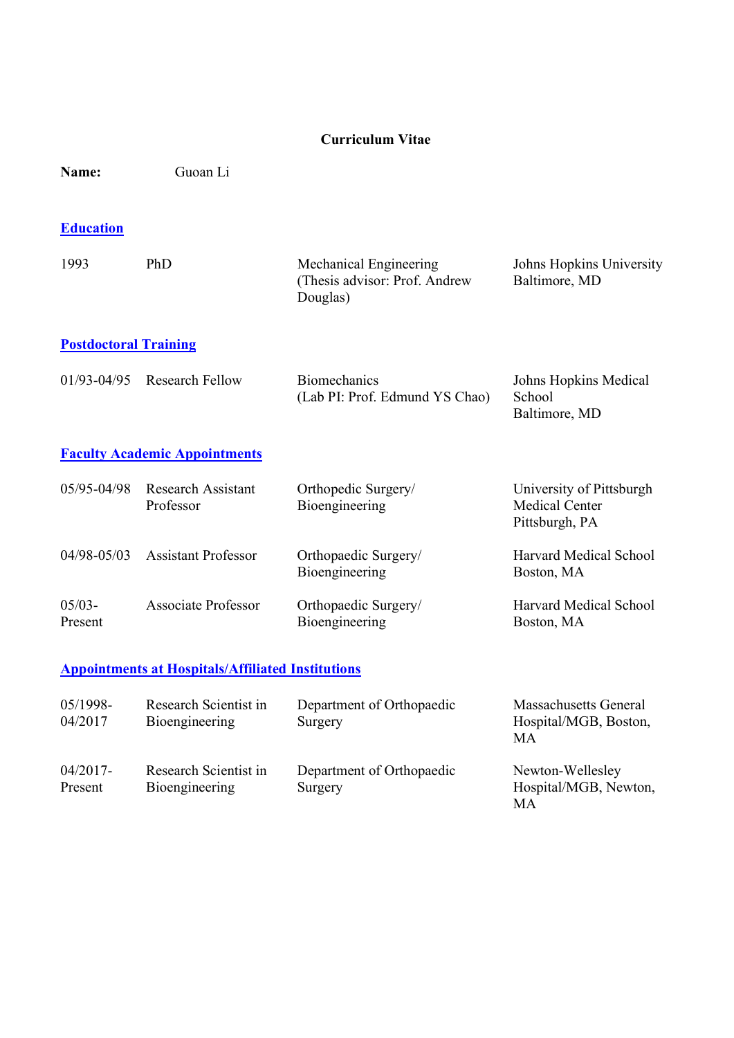# Curriculum Vitae

**Name:** Guoan Li

## Education

| | | | |
|---|---|---|---|
| 1993 | PhD | Mechanical Engineering (Thesis advisor: Prof. Andrew Douglas) | Johns Hopkins University Baltimore, MD |

## Postdoctoral Training

| | | | |
|---|---|---|---|
| 01/93-04/95 | Research Fellow | Biomechanics (Lab PI: Prof. Edmund YS Chao) | Johns Hopkins Medical School Baltimore, MD |

## Faculty Academic Appointments

| | | | |
|---|---|---|---|
| 05/95-04/98 | Research Assistant Professor | Orthopedic Surgery/ Bioengineering | University of Pittsburgh Medical Center Pittsburgh, PA |
| 04/98-05/03 | Assistant Professor | Orthopaedic Surgery/ Bioengineering | Harvard Medical School Boston, MA |
| 05/03-Present | Associate Professor | Orthopaedic Surgery/ Bioengineering | Harvard Medical School Boston, MA |

## Appointments at Hospitals/Affiliated Institutions

| | | | |
|---|---|---|---|
| 05/1998-04/2017 | Research Scientist in Bioengineering | Department of Orthopaedic Surgery | Massachusetts General Hospital/MGB, Boston, MA |
| 04/2017-Present | Research Scientist in Bioengineering | Department of Orthopaedic Surgery | Newton-Wellesley Hospital/MGB, Newton, MA |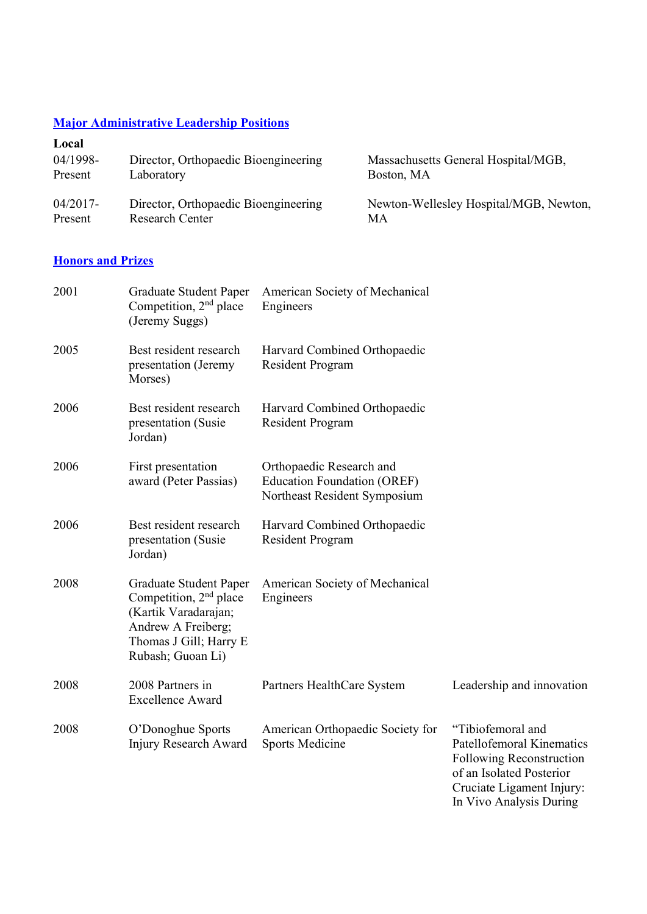## Major Administrative Leadership Positions

**Local**

| | | |
|---|---|---|
| 04/1998-Present | Director, Orthopaedic Bioengineering Laboratory | Massachusetts General Hospital/MGB, Boston, MA |
| 04/2017-Present | Director, Orthopaedic Bioengineering Research Center | Newton-Wellesley Hospital/MGB, Newton, MA |

## Honors and Prizes

| | | | |
|---|---|---|---|
| 2001 | Graduate Student Paper Competition, 2nd place (Jeremy Suggs) | American Society of Mechanical Engineers | |
| 2005 | Best resident research presentation (Jeremy Morses) | Harvard Combined Orthopaedic Resident Program | |
| 2006 | Best resident research presentation (Susie Jordan) | Harvard Combined Orthopaedic Resident Program | |
| 2006 | First presentation award (Peter Passias) | Orthopaedic Research and Education Foundation (OREF) Northeast Resident Symposium | |
| 2006 | Best resident research presentation (Susie Jordan) | Harvard Combined Orthopaedic Resident Program | |
| 2008 | Graduate Student Paper Competition, 2nd place (Kartik Varadarajan; Andrew A Freiberg; Thomas J Gill; Harry E Rubash; Guoan Li) | American Society of Mechanical Engineers | |
| 2008 | 2008 Partners in Excellence Award | Partners HealthCare System | Leadership and innovation |
| 2008 | O'Donoghue Sports Injury Research Award | American Orthopaedic Society for Sports Medicine | "Tibiofemoral and Patellofemoral Kinematics Following Reconstruction of an Isolated Posterior Cruciate Ligament Injury: In Vivo Analysis During |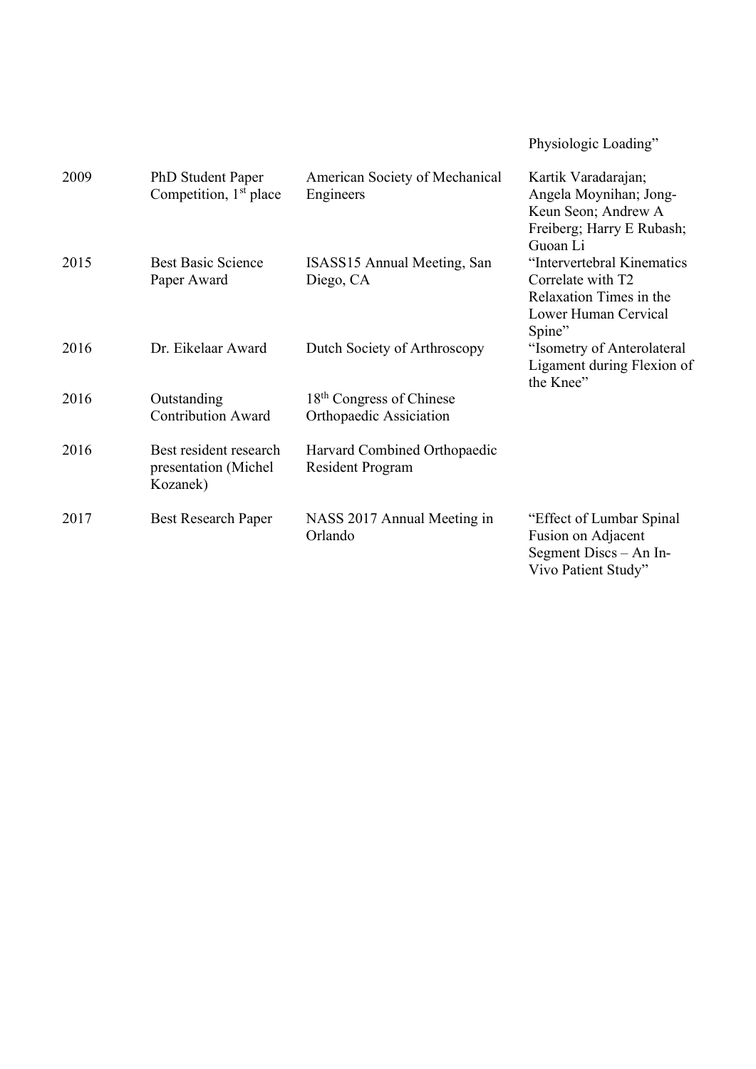| | | | |
|---|---|---|---|
| | | | Physiologic Loading" |
| 2009 | PhD Student Paper Competition, 1st place | American Society of Mechanical Engineers | Kartik Varadarajan; Angela Moynihan; Jong-Keun Seon; Andrew A Freiberg; Harry E Rubash; Guoan Li |
| 2015 | Best Basic Science Paper Award | ISASS15 Annual Meeting, San Diego, CA | "Intervertebral Kinematics Correlate with T2 Relaxation Times in the Lower Human Cervical Spine" |
| 2016 | Dr. Eikelaar Award | Dutch Society of Arthroscopy | "Isometry of Anterolateral Ligament during Flexion of the Knee" |
| 2016 | Outstanding Contribution Award | 18th Congress of Chinese Orthopaedic Asiciation | |
| 2016 | Best resident research presentation (Michel Kozanek) | Harvard Combined Orthopaedic Resident Program | |
| 2017 | Best Research Paper | NASS 2017 Annual Meeting in Orlando | "Effect of Lumbar Spinal Fusion on Adjacent Segment Discs – An In-Vivo Patient Study" |